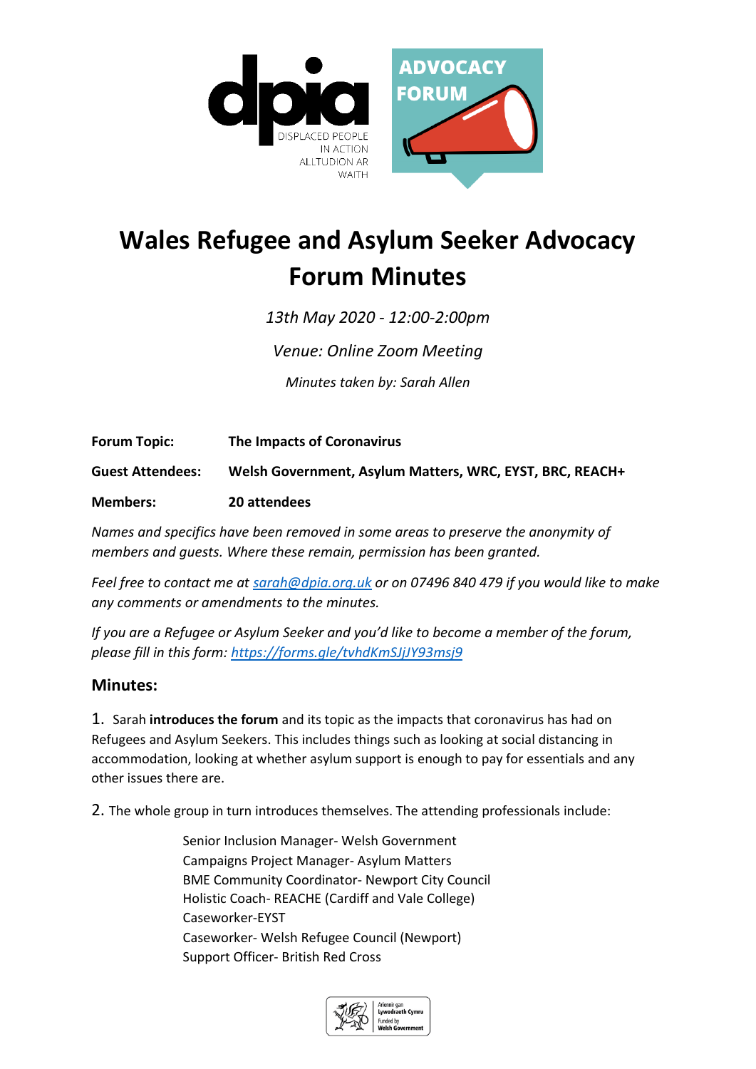# Wales Refugee and Asylum Seeker Advocacy Forum Minutes

*13th May 2020 - 12:00-2:00pm*

*Venue: Online Zoom Meeting*

*Minutes taken by: Sarah Allen*

**Forum Topic:** **The Impacts of Coronavirus**

**Guest Attendees:** **Welsh Government, Asylum Matters, WRC, EYST, BRC, REACH+**

**Members:** **20 attendees**

*Names and specifics have been removed in some areas to preserve the anonymity of members and guests. Where these remain, permission has been granted.*

*Feel free to contact me at [sarah@dpia.org.uk](mailto:sarah@dpia.org.uk) or on 07496 840 479 if you would like to make any comments or amendments to the minutes.*

*If you are a Refugee or Asylum Seeker and you'd like to become a member of the forum, please fill in this form: [https://forms.gle/tvhdKmSJjJY93msj9](https://forms.gle/tvhdKmSJjJY93msj9)*

## Minutes:

1. Sarah **introduces the forum** and its topic as the impacts that coronavirus has had on Refugees and Asylum Seekers. This includes things such as looking at social distancing in accommodation, looking at whether asylum support is enough to pay for essentials and any other issues there are.

2. The whole group in turn introduces themselves. The attending professionals include:

   Senior Inclusion Manager- Welsh Government
   Campaigns Project Manager- Asylum Matters
   BME Community Coordinator- Newport City Council
   Holistic Coach- REACHE (Cardiff and Vale College)
   Caseworker-EYST
   Caseworker- Welsh Refugee Council (Newport)
   Support Officer- British Red Cross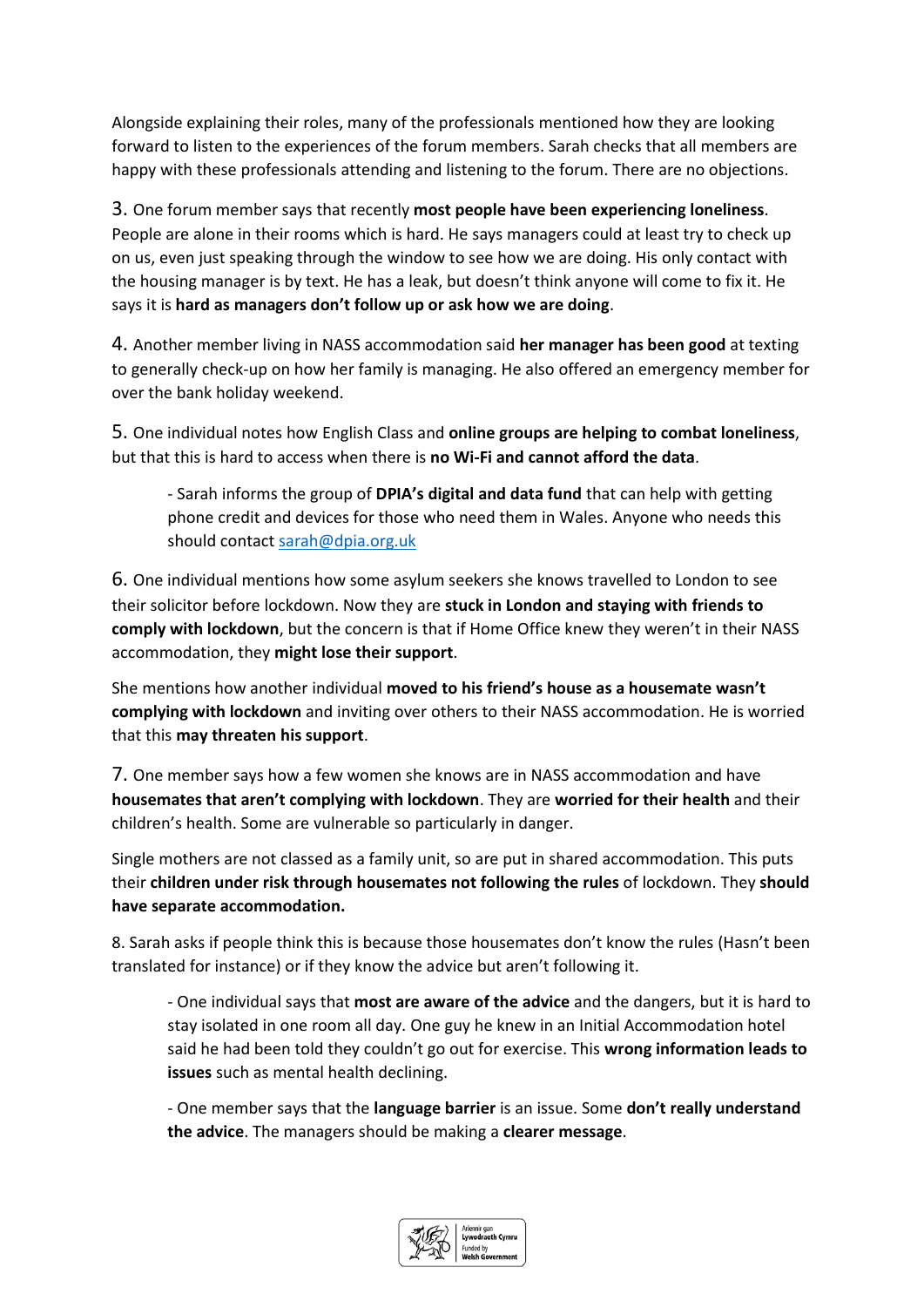Alongside explaining their roles, many of the professionals mentioned how they are looking forward to listen to the experiences of the forum members. Sarah checks that all members are happy with these professionals attending and listening to the forum. There are no objections.

3. One forum member says that recently **most people have been experiencing loneliness**. People are alone in their rooms which is hard. He says managers could at least try to check up on us, even just speaking through the window to see how we are doing. His only contact with the housing manager is by text. He has a leak, but doesn't think anyone will come to fix it. He says it is **hard as managers don't follow up or ask how we are doing**.

4. Another member living in NASS accommodation said **her manager has been good** at texting to generally check-up on how her family is managing. He also offered an emergency member for over the bank holiday weekend.

5. One individual notes how English Class and **online groups are helping to combat loneliness**, but that this is hard to access when there is **no Wi-Fi and cannot afford the data**.

> - Sarah informs the group of **DPIA's digital and data fund** that can help with getting phone credit and devices for those who need them in Wales. Anyone who needs this should contact sarah@dpia.org.uk

6. One individual mentions how some asylum seekers she knows travelled to London to see their solicitor before lockdown. Now they are **stuck in London and staying with friends to comply with lockdown**, but the concern is that if Home Office knew they weren't in their NASS accommodation, they **might lose their support**.

She mentions how another individual **moved to his friend's house as a housemate wasn't complying with lockdown** and inviting over others to their NASS accommodation. He is worried that this **may threaten his support**.

7. One member says how a few women she knows are in NASS accommodation and have **housemates that aren't complying with lockdown**. They are **worried for their health** and their children's health. Some are vulnerable so particularly in danger.

Single mothers are not classed as a family unit, so are put in shared accommodation. This puts their **children under risk through housemates not following the rules** of lockdown. They **should have separate accommodation.**

8. Sarah asks if people think this is because those housemates don't know the rules (Hasn't been translated for instance) or if they know the advice but aren't following it.

> - One individual says that **most are aware of the advice** and the dangers, but it is hard to stay isolated in one room all day. One guy he knew in an Initial Accommodation hotel said he had been told they couldn't go out for exercise. This **wrong information leads to issues** such as mental health declining.
>
> - One member says that the **language barrier** is an issue. Some **don't really understand the advice**. The managers should be making a **clearer message**.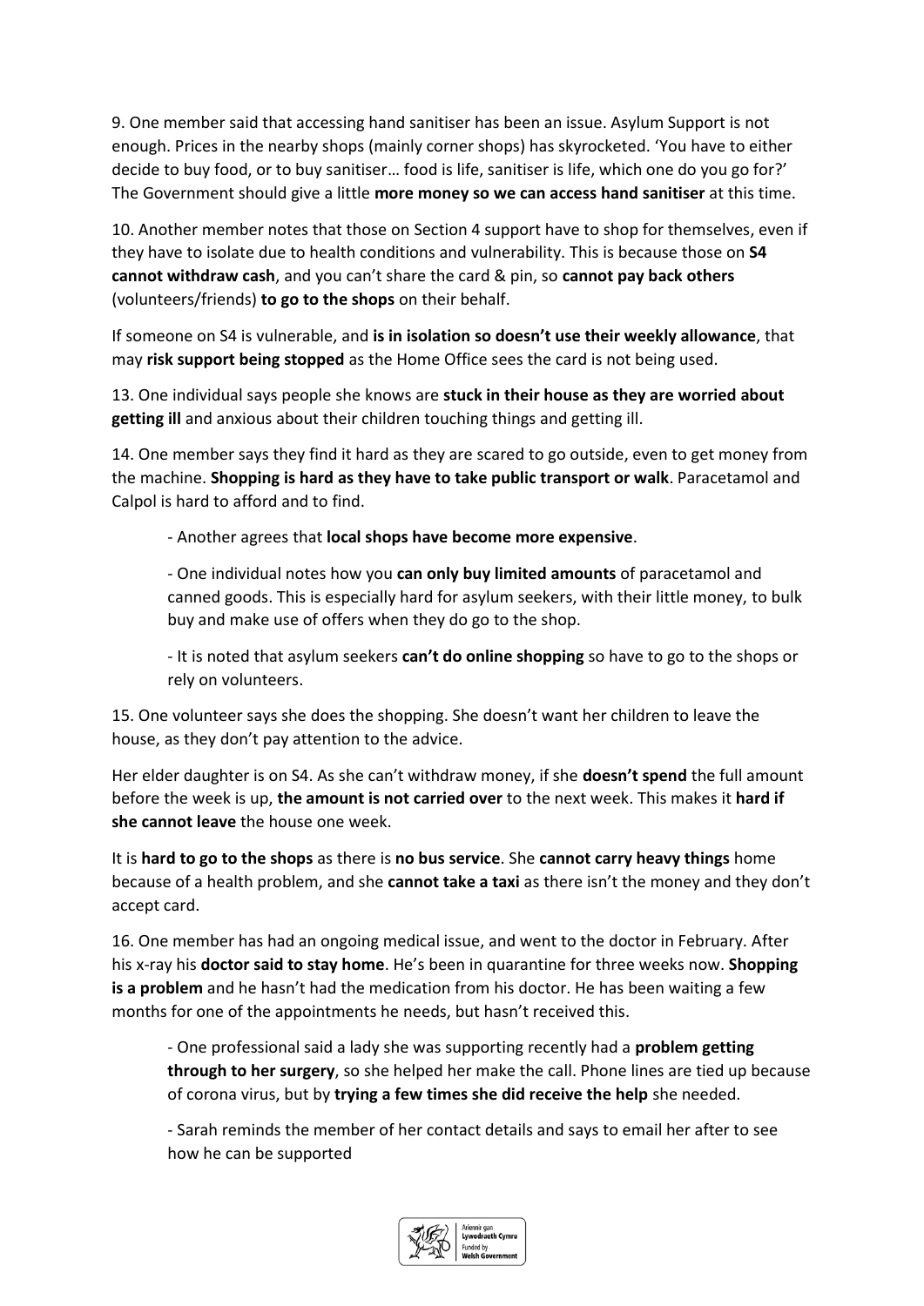9. One member said that accessing hand sanitiser has been an issue. Asylum Support is not enough. Prices in the nearby shops (mainly corner shops) has skyrocketed. 'You have to either decide to buy food, or to buy sanitiser… food is life, sanitiser is life, which one do you go for?' The Government should give a little **more money so we can access hand sanitiser** at this time.

10. Another member notes that those on Section 4 support have to shop for themselves, even if they have to isolate due to health conditions and vulnerability. This is because those on **S4 cannot withdraw cash**, and you can't share the card & pin, so **cannot pay back others** (volunteers/friends) **to go to the shops** on their behalf.

If someone on S4 is vulnerable, and **is in isolation so doesn't use their weekly allowance**, that may **risk support being stopped** as the Home Office sees the card is not being used.

13. One individual says people she knows are **stuck in their house as they are worried about getting ill** and anxious about their children touching things and getting ill.

14. One member says they find it hard as they are scared to go outside, even to get money from the machine. **Shopping is hard as they have to take public transport or walk**. Paracetamol and Calpol is hard to afford and to find.

- Another agrees that **local shops have become more expensive**.
- One individual notes how you **can only buy limited amounts** of paracetamol and canned goods. This is especially hard for asylum seekers, with their little money, to bulk buy and make use of offers when they do go to the shop.
- It is noted that asylum seekers **can't do online shopping** so have to go to the shops or rely on volunteers.

15. One volunteer says she does the shopping. She doesn't want her children to leave the house, as they don't pay attention to the advice.

Her elder daughter is on S4. As she can't withdraw money, if she **doesn't spend** the full amount before the week is up, **the amount is not carried over** to the next week. This makes it **hard if she cannot leave** the house one week.

It is **hard to go to the shops** as there is **no bus service**. She **cannot carry heavy things** home because of a health problem, and she **cannot take a taxi** as there isn't the money and they don't accept card.

16. One member has had an ongoing medical issue, and went to the doctor in February. After his x-ray his **doctor said to stay home**. He's been in quarantine for three weeks now. **Shopping is a problem** and he hasn't had the medication from his doctor. He has been waiting a few months for one of the appointments he needs, but hasn't received this.

- One professional said a lady she was supporting recently had a **problem getting through to her surgery**, so she helped her make the call. Phone lines are tied up because of corona virus, but by **trying a few times she did receive the help** she needed.
- Sarah reminds the member of her contact details and says to email her after to see how he can be supported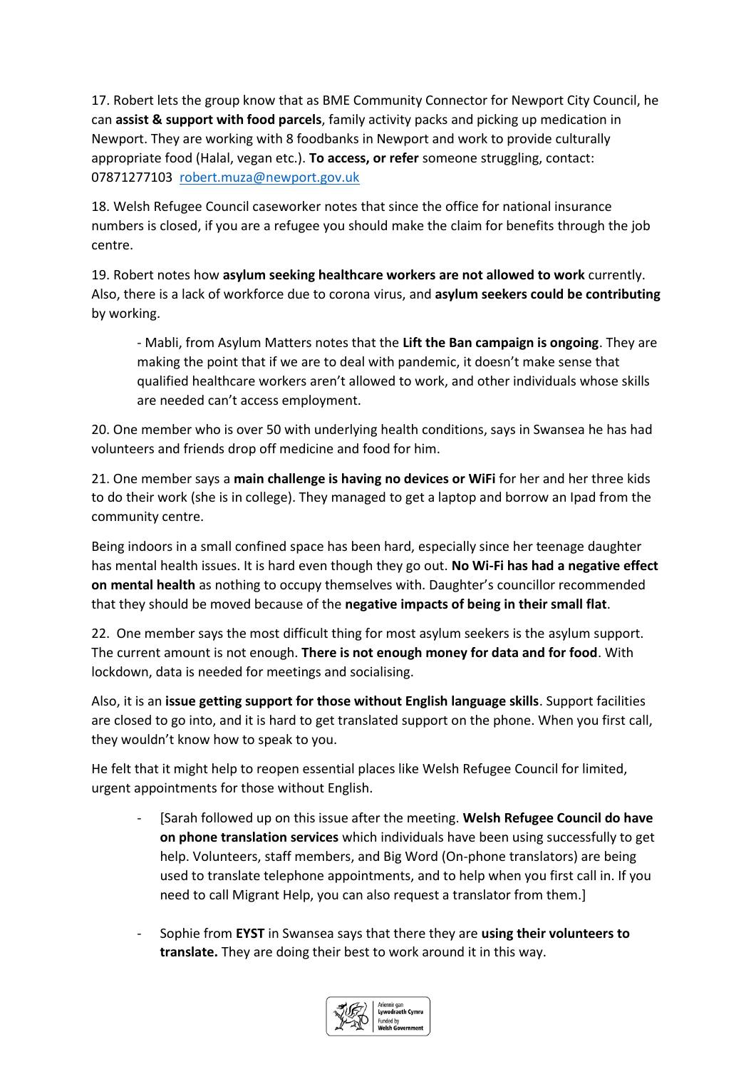17. Robert lets the group know that as BME Community Connector for Newport City Council, he can **assist & support with food parcels**, family activity packs and picking up medication in Newport. They are working with 8 foodbanks in Newport and work to provide culturally appropriate food (Halal, vegan etc.). **To access, or refer** someone struggling, contact: 07871277103 robert.muza@newport.gov.uk

18. Welsh Refugee Council caseworker notes that since the office for national insurance numbers is closed, if you are a refugee you should make the claim for benefits through the job centre.

19. Robert notes how **asylum seeking healthcare workers are not allowed to work** currently. Also, there is a lack of workforce due to corona virus, and **asylum seekers could be contributing** by working.

> - Mabli, from Asylum Matters notes that the **Lift the Ban campaign is ongoing**. They are making the point that if we are to deal with pandemic, it doesn't make sense that qualified healthcare workers aren't allowed to work, and other individuals whose skills are needed can't access employment.

20. One member who is over 50 with underlying health conditions, says in Swansea he has had volunteers and friends drop off medicine and food for him.

21. One member says a **main challenge is having no devices or WiFi** for her and her three kids to do their work (she is in college). They managed to get a laptop and borrow an Ipad from the community centre.

Being indoors in a small confined space has been hard, especially since her teenage daughter has mental health issues. It is hard even though they go out. **No Wi-Fi has had a negative effect on mental health** as nothing to occupy themselves with. Daughter's councillor recommended that they should be moved because of the **negative impacts of being in their small flat**.

22. One member says the most difficult thing for most asylum seekers is the asylum support. The current amount is not enough. **There is not enough money for data and for food**. With lockdown, data is needed for meetings and socialising.

Also, it is an **issue getting support for those without English language skills**. Support facilities are closed to go into, and it is hard to get translated support on the phone. When you first call, they wouldn't know how to speak to you.

He felt that it might help to reopen essential places like Welsh Refugee Council for limited, urgent appointments for those without English.

- [Sarah followed up on this issue after the meeting. **Welsh Refugee Council do have on phone translation services** which individuals have been using successfully to get help. Volunteers, staff members, and Big Word (On-phone translators) are being used to translate telephone appointments, and to help when you first call in. If you need to call Migrant Help, you can also request a translator from them.]

- Sophie from **EYST** in Swansea says that there they are **using their volunteers to translate.** They are doing their best to work around it in this way.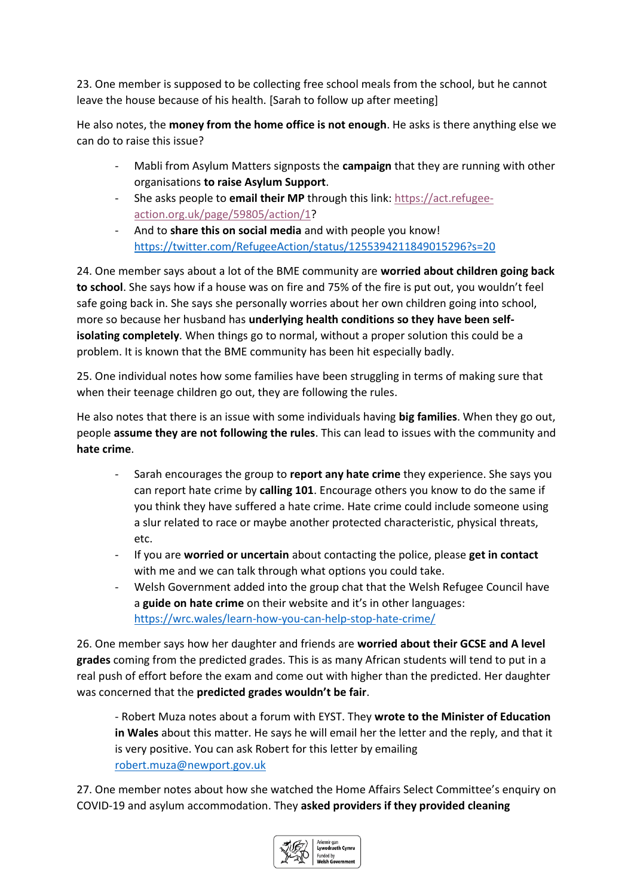23. One member is supposed to be collecting free school meals from the school, but he cannot leave the house because of his health. [Sarah to follow up after meeting]

He also notes, the **money from the home office is not enough**. He asks is there anything else we can do to raise this issue?

- Mabli from Asylum Matters signposts the **campaign** that they are running with other organisations **to raise Asylum Support**.
- She asks people to **email their MP** through this link: https://act.refugee-action.org.uk/page/59805/action/1?
- And to **share this on social media** and with people you know! https://twitter.com/RefugeeAction/status/1255394211849015296?s=20

24. One member says about a lot of the BME community are **worried about children going back to school**. She says how if a house was on fire and 75% of the fire is put out, you wouldn't feel safe going back in. She says she personally worries about her own children going into school, more so because her husband has **underlying health conditions so they have been self-isolating completely**. When things go to normal, without a proper solution this could be a problem. It is known that the BME community has been hit especially badly.

25. One individual notes how some families have been struggling in terms of making sure that when their teenage children go out, they are following the rules.

He also notes that there is an issue with some individuals having **big families**. When they go out, people **assume they are not following the rules**. This can lead to issues with the community and **hate crime**.

- Sarah encourages the group to **report any hate crime** they experience. She says you can report hate crime by **calling 101**. Encourage others you know to do the same if you think they have suffered a hate crime. Hate crime could include someone using a slur related to race or maybe another protected characteristic, physical threats, etc.
- If you are **worried or uncertain** about contacting the police, please **get in contact** with me and we can talk through what options you could take.
- Welsh Government added into the group chat that the Welsh Refugee Council have a **guide on hate crime** on their website and it's in other languages: https://wrc.wales/learn-how-you-can-help-stop-hate-crime/

26. One member says how her daughter and friends are **worried about their GCSE and A level grades** coming from the predicted grades. This is as many African students will tend to put in a real push of effort before the exam and come out with higher than the predicted. Her daughter was concerned that the **predicted grades wouldn't be fair**.

- Robert Muza notes about a forum with EYST. They **wrote to the Minister of Education in Wales** about this matter. He says he will email her the letter and the reply, and that it is very positive. You can ask Robert for this letter by emailing robert.muza@newport.gov.uk

27. One member notes about how she watched the Home Affairs Select Committee's enquiry on COVID-19 and asylum accommodation. They **asked providers if they provided cleaning**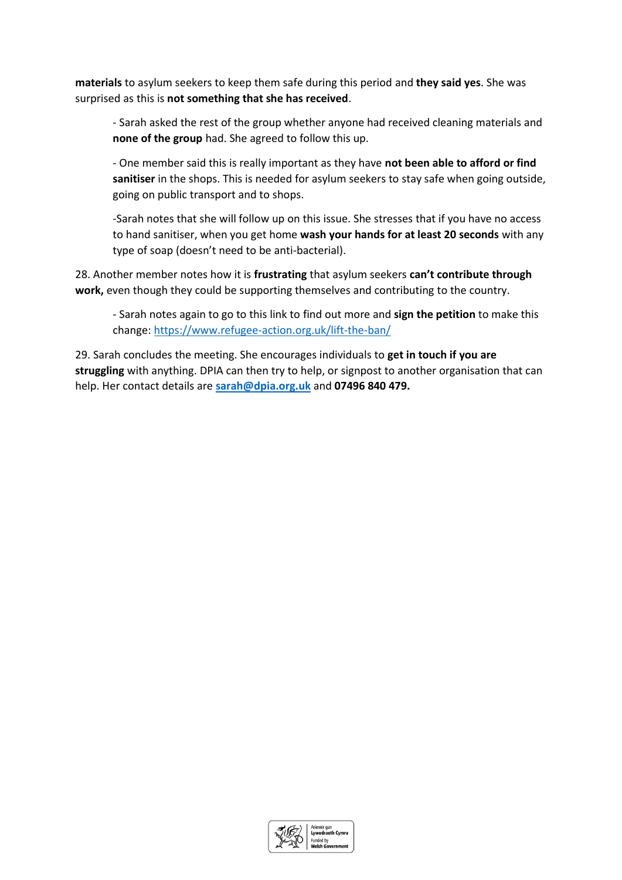**materials** to asylum seekers to keep them safe during this period and **they said yes**. She was surprised as this is **not something that she has received**.

- Sarah asked the rest of the group whether anyone had received cleaning materials and **none of the group** had. She agreed to follow this up.

- One member said this is really important as they have **not been able to afford or find sanitiser** in the shops. This is needed for asylum seekers to stay safe when going outside, going on public transport and to shops.

-Sarah notes that she will follow up on this issue. She stresses that if you have no access to hand sanitiser, when you get home **wash your hands for at least 20 seconds** with any type of soap (doesn't need to be anti-bacterial).

28. Another member notes how it is **frustrating** that asylum seekers **can't contribute through work,** even though they could be supporting themselves and contributing to the country.

- Sarah notes again to go to this link to find out more and **sign the petition** to make this change: https://www.refugee-action.org.uk/lift-the-ban/

29. Sarah concludes the meeting. She encourages individuals to **get in touch if you are struggling** with anything. DPIA can then try to help, or signpost to another organisation that can help. Her contact details are **sarah@dpia.org.uk** and **07496 840 479.**

Ariennir gan Llywodraeth Cymru
Funded by Welsh Government